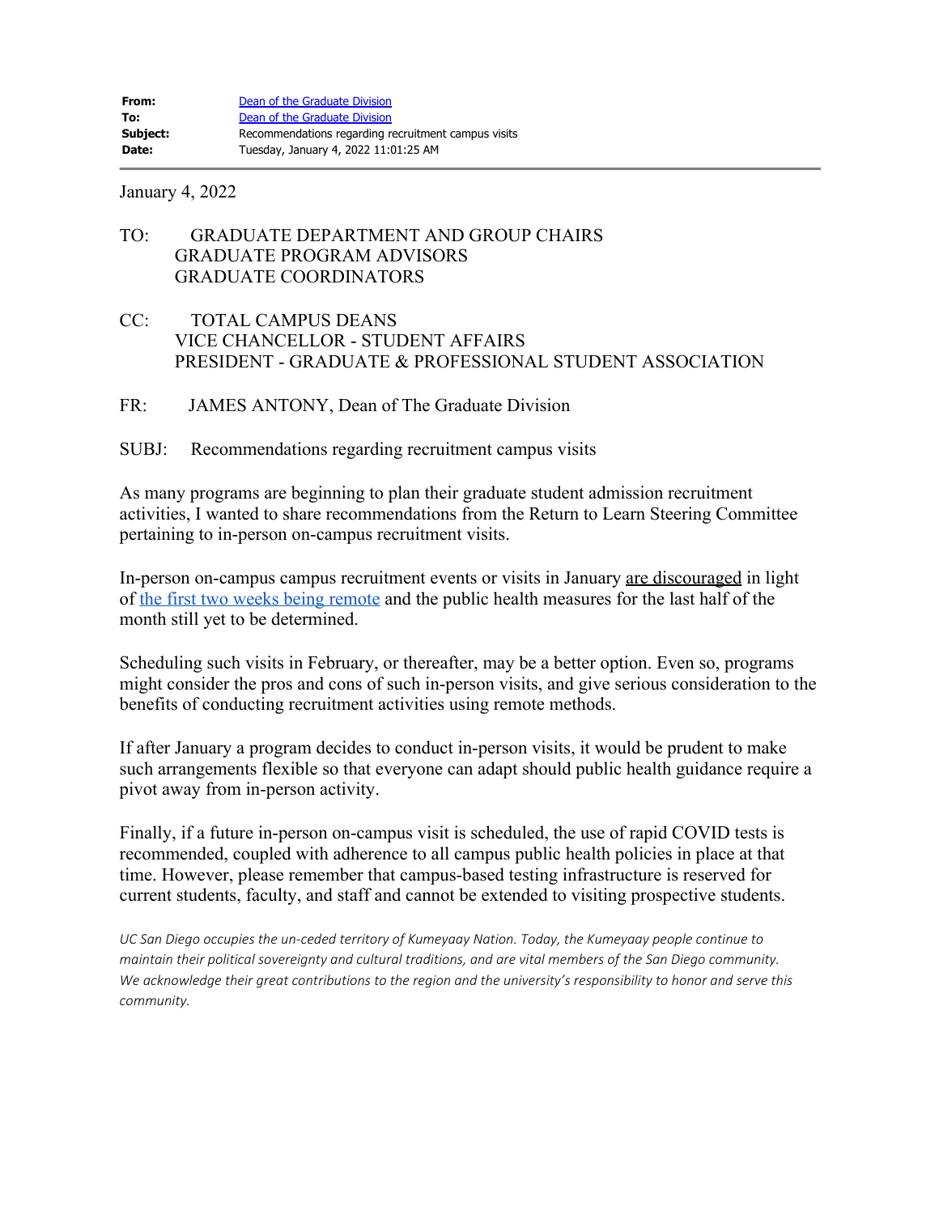**From:** Dean of the Graduate Division
**To:** Dean of the Graduate Division
**Subject:** Recommendations regarding recruitment campus visits
**Date:** Tuesday, January 4, 2022 11:01:25 AM

---

January 4, 2022

TO: GRADUATE DEPARTMENT AND GROUP CHAIRS
GRADUATE PROGRAM ADVISORS
GRADUATE COORDINATORS

CC: TOTAL CAMPUS DEANS
VICE CHANCELLOR - STUDENT AFFAIRS
PRESIDENT - GRADUATE & PROFESSIONAL STUDENT ASSOCIATION

FR: JAMES ANTONY, Dean of The Graduate Division

SUBJ: Recommendations regarding recruitment campus visits

As many programs are beginning to plan their graduate student admission recruitment activities, I wanted to share recommendations from the Return to Learn Steering Committee pertaining to in-person on-campus recruitment visits.

In-person on-campus campus recruitment events or visits in January are discouraged in light of the first two weeks being remote and the public health measures for the last half of the month still yet to be determined.

Scheduling such visits in February, or thereafter, may be a better option. Even so, programs might consider the pros and cons of such in-person visits, and give serious consideration to the benefits of conducting recruitment activities using remote methods.

If after January a program decides to conduct in-person visits, it would be prudent to make such arrangements flexible so that everyone can adapt should public health guidance require a pivot away from in-person activity.

Finally, if a future in-person on-campus visit is scheduled, the use of rapid COVID tests is recommended, coupled with adherence to all campus public health policies in place at that time. However, please remember that campus-based testing infrastructure is reserved for current students, faculty, and staff and cannot be extended to visiting prospective students.

*UC San Diego occupies the un-ceded territory of Kumeyaay Nation. Today, the Kumeyaay people continue to maintain their political sovereignty and cultural traditions, and are vital members of the San Diego community. We acknowledge their great contributions to the region and the university's responsibility to honor and serve this community.*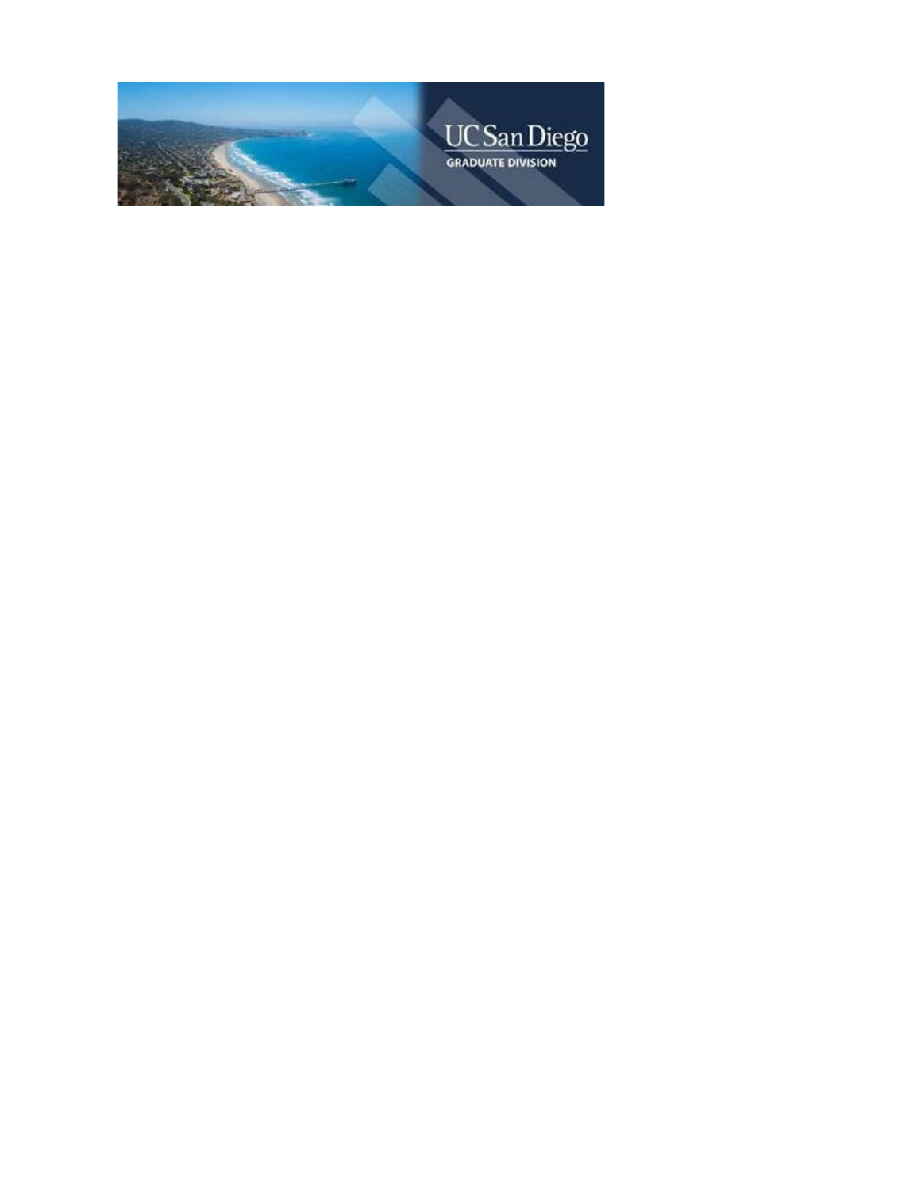UC San Diego

GRADUATE DIVISION